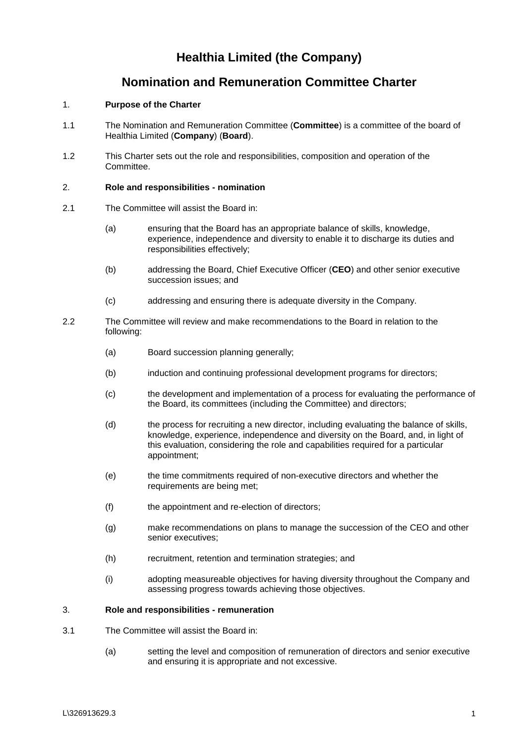# Healthia Limited (the Company)

# Nomination and Remuneration Committee Charter

1. **Purpose of the Charter**

1.1 The Nomination and Remuneration Committee (**Committee**) is a committee of the board of Healthia Limited (**Company**) (**Board**).

1.2 This Charter sets out the role and responsibilities, composition and operation of the Committee.

2. **Role and responsibilities - nomination**

2.1 The Committee will assist the Board in:

(a) ensuring that the Board has an appropriate balance of skills, knowledge, experience, independence and diversity to enable it to discharge its duties and responsibilities effectively;

(b) addressing the Board, Chief Executive Officer (**CEO**) and other senior executive succession issues; and

(c) addressing and ensuring there is adequate diversity in the Company.

2.2 The Committee will review and make recommendations to the Board in relation to the following:

(a) Board succession planning generally;

(b) induction and continuing professional development programs for directors;

(c) the development and implementation of a process for evaluating the performance of the Board, its committees (including the Committee) and directors;

(d) the process for recruiting a new director, including evaluating the balance of skills, knowledge, experience, independence and diversity on the Board, and, in light of this evaluation, considering the role and capabilities required for a particular appointment;

(e) the time commitments required of non-executive directors and whether the requirements are being met;

(f) the appointment and re-election of directors;

(g) make recommendations on plans to manage the succession of the CEO and other senior executives;

(h) recruitment, retention and termination strategies; and

(i) adopting measureable objectives for having diversity throughout the Company and assessing progress towards achieving those objectives.

3. **Role and responsibilities - remuneration**

3.1 The Committee will assist the Board in:

(a) setting the level and composition of remuneration of directors and senior executive and ensuring it is appropriate and not excessive.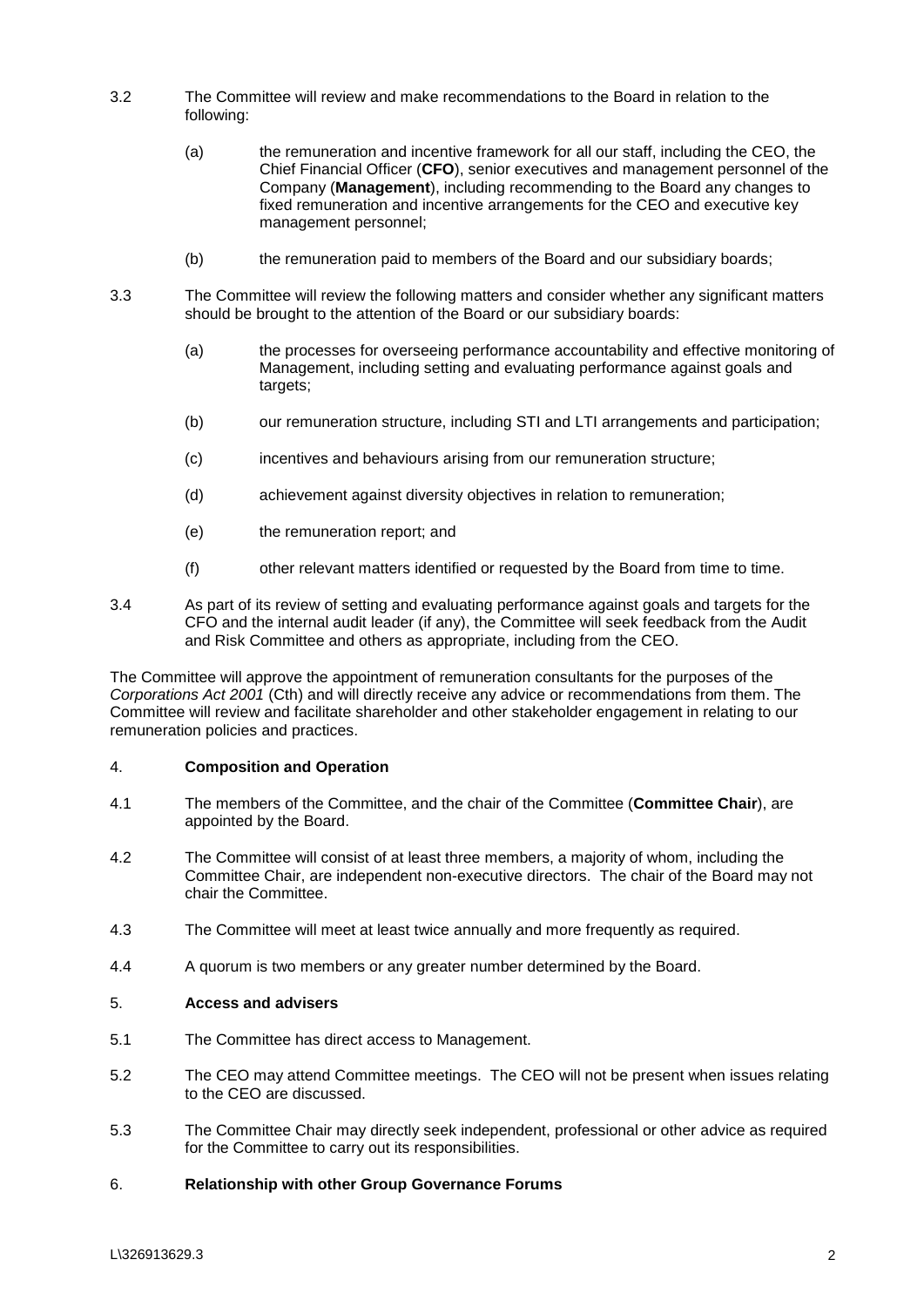3.2 The Committee will review and make recommendations to the Board in relation to the following:

(a) the remuneration and incentive framework for all our staff, including the CEO, the Chief Financial Officer (**CFO**), senior executives and management personnel of the Company (**Management**), including recommending to the Board any changes to fixed remuneration and incentive arrangements for the CEO and executive key management personnel;

(b) the remuneration paid to members of the Board and our subsidiary boards;

3.3 The Committee will review the following matters and consider whether any significant matters should be brought to the attention of the Board or our subsidiary boards:

(a) the processes for overseeing performance accountability and effective monitoring of Management, including setting and evaluating performance against goals and targets;

(b) our remuneration structure, including STI and LTI arrangements and participation;

(c) incentives and behaviours arising from our remuneration structure;

(d) achievement against diversity objectives in relation to remuneration;

(e) the remuneration report; and

(f) other relevant matters identified or requested by the Board from time to time.

3.4 As part of its review of setting and evaluating performance against goals and targets for the CFO and the internal audit leader (if any), the Committee will seek feedback from the Audit and Risk Committee and others as appropriate, including from the CEO.

The Committee will approve the appointment of remuneration consultants for the purposes of the *Corporations Act 2001* (Cth) and will directly receive any advice or recommendations from them. The Committee will review and facilitate shareholder and other stakeholder engagement in relating to our remuneration policies and practices.

## 4. Composition and Operation

4.1 The members of the Committee, and the chair of the Committee (**Committee Chair**), are appointed by the Board.

4.2 The Committee will consist of at least three members, a majority of whom, including the Committee Chair, are independent non-executive directors. The chair of the Board may not chair the Committee.

4.3 The Committee will meet at least twice annually and more frequently as required.

4.4 A quorum is two members or any greater number determined by the Board.

## 5. Access and advisers

5.1 The Committee has direct access to Management.

5.2 The CEO may attend Committee meetings. The CEO will not be present when issues relating to the CEO are discussed.

5.3 The Committee Chair may directly seek independent, professional or other advice as required for the Committee to carry out its responsibilities.

## 6. Relationship with other Group Governance Forums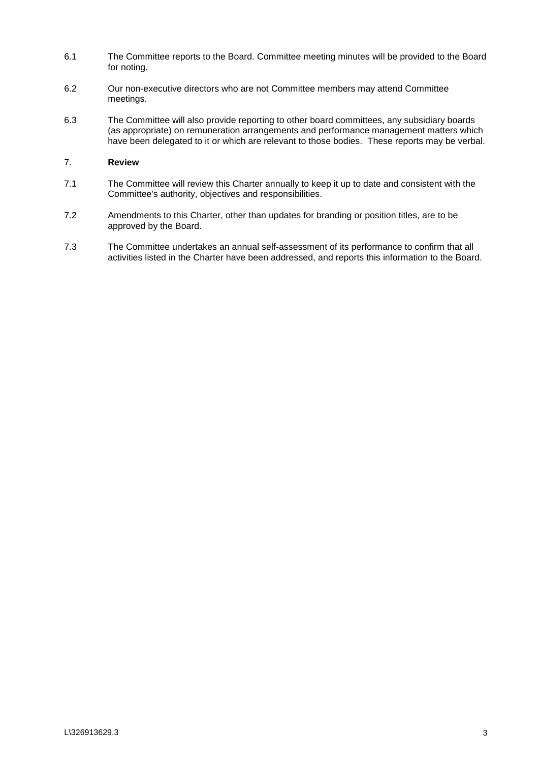6.1 The Committee reports to the Board. Committee meeting minutes will be provided to the Board for noting.

6.2 Our non-executive directors who are not Committee members may attend Committee meetings.

6.3 The Committee will also provide reporting to other board committees, any subsidiary boards (as appropriate) on remuneration arrangements and performance management matters which have been delegated to it or which are relevant to those bodies. These reports may be verbal.

## 7. Review

7.1 The Committee will review this Charter annually to keep it up to date and consistent with the Committee's authority, objectives and responsibilities.

7.2 Amendments to this Charter, other than updates for branding or position titles, are to be approved by the Board.

7.3 The Committee undertakes an annual self-assessment of its performance to confirm that all activities listed in the Charter have been addressed, and reports this information to the Board.

L\326913629.3